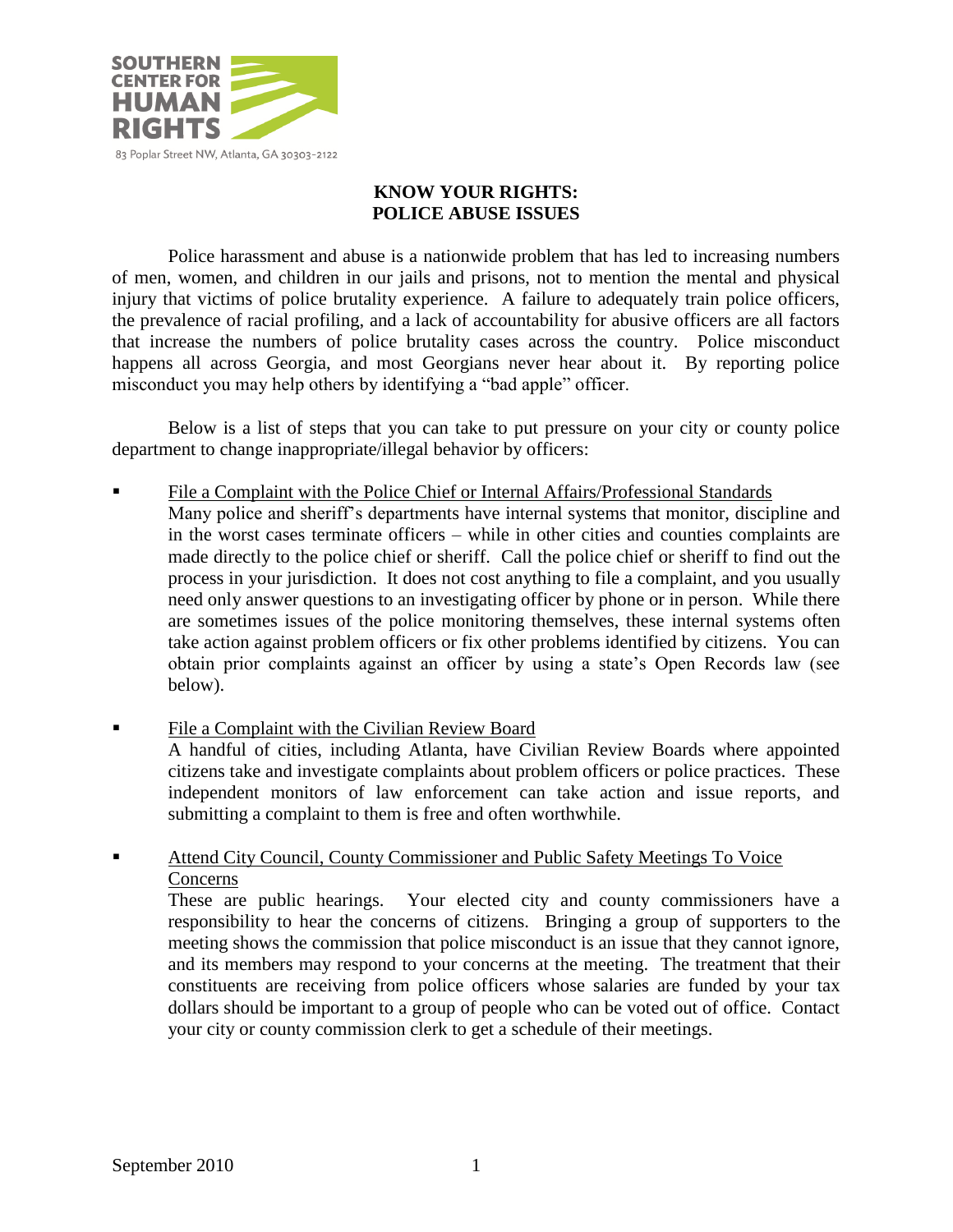SOUTHERN CENTER FOR HUMAN RIGHTS

83 Poplar Street NW, Atlanta, GA 30303-2122

# KNOW YOUR RIGHTS: POLICE ABUSE ISSUES

Police harassment and abuse is a nationwide problem that has led to increasing numbers of men, women, and children in our jails and prisons, not to mention the mental and physical injury that victims of police brutality experience. A failure to adequately train police officers, the prevalence of racial profiling, and a lack of accountability for abusive officers are all factors that increase the numbers of police brutality cases across the country. Police misconduct happens all across Georgia, and most Georgians never hear about it. By reporting police misconduct you may help others by identifying a "bad apple" officer.

Below is a list of steps that you can take to put pressure on your city or county police department to change inappropriate/illegal behavior by officers:

- <u>File a Complaint with the Police Chief or Internal Affairs/Professional Standards</u>
  Many police and sheriff's departments have internal systems that monitor, discipline and in the worst cases terminate officers – while in other cities and counties complaints are made directly to the police chief or sheriff. Call the police chief or sheriff to find out the process in your jurisdiction. It does not cost anything to file a complaint, and you usually need only answer questions to an investigating officer by phone or in person. While there are sometimes issues of the police monitoring themselves, these internal systems often take action against problem officers or fix other problems identified by citizens. You can obtain prior complaints against an officer by using a state's Open Records law (see below).

- <u>File a Complaint with the Civilian Review Board</u>
  A handful of cities, including Atlanta, have Civilian Review Boards where appointed citizens take and investigate complaints about problem officers or police practices. These independent monitors of law enforcement can take action and issue reports, and submitting a complaint to them is free and often worthwhile.

- <u>Attend City Council, County Commissioner and Public Safety Meetings To Voice Concerns</u>
  These are public hearings. Your elected city and county commissioners have a responsibility to hear the concerns of citizens. Bringing a group of supporters to the meeting shows the commission that police misconduct is an issue that they cannot ignore, and its members may respond to your concerns at the meeting. The treatment that their constituents are receiving from police officers whose salaries are funded by your tax dollars should be important to a group of people who can be voted out of office. Contact your city or county commission clerk to get a schedule of their meetings.

September 2010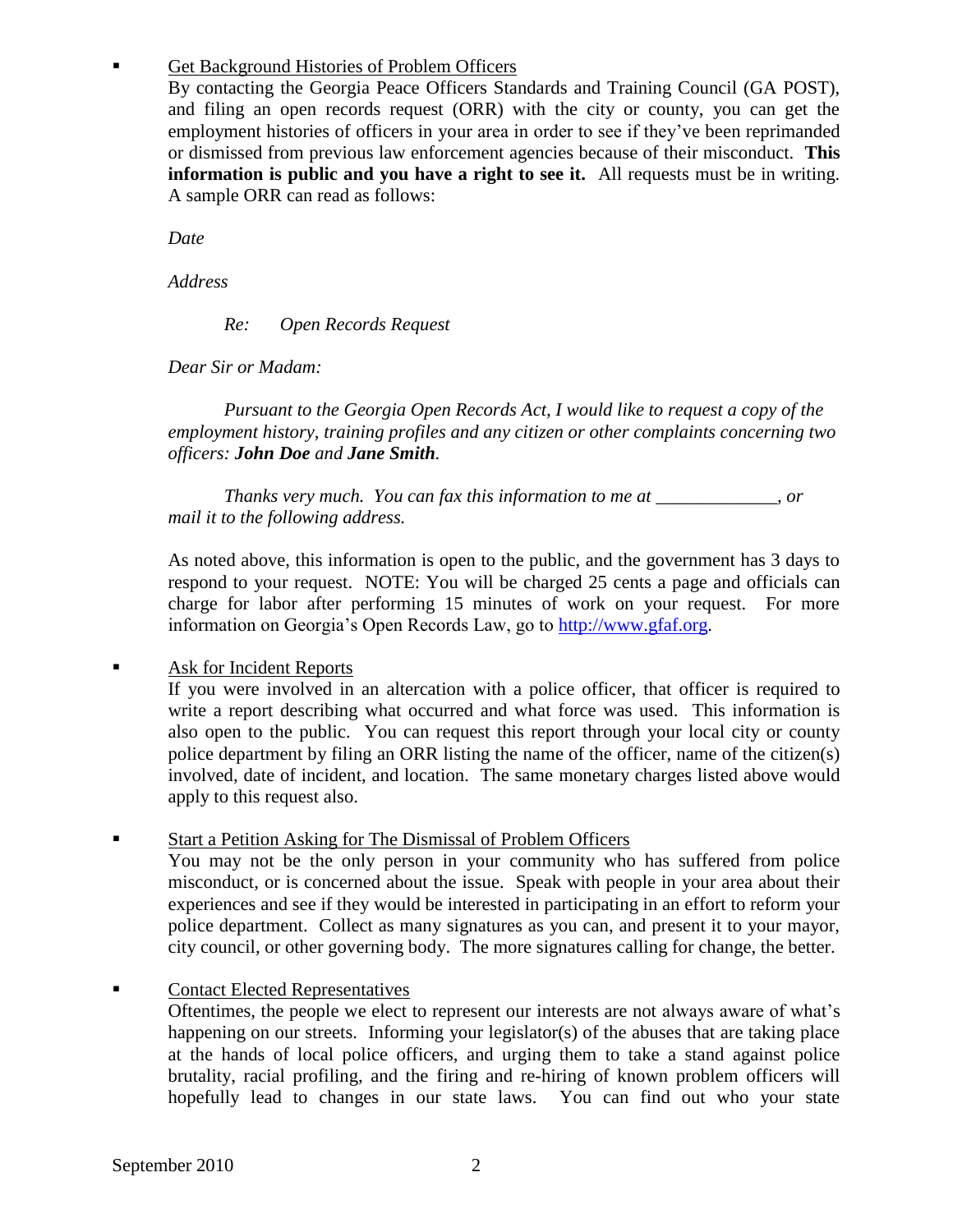- <u>Get Background Histories of Problem Officers</u>

  By contacting the Georgia Peace Officers Standards and Training Council (GA POST), and filing an open records request (ORR) with the city or county, you can get the employment histories of officers in your area in order to see if they've been reprimanded or dismissed from previous law enforcement agencies because of their misconduct. **This information is public and you have a right to see it.** All requests must be in writing. A sample ORR can read as follows:

  *Date*

  *Address*

  *Re: Open Records Request*

  *Dear Sir or Madam:*

  *Pursuant to the Georgia Open Records Act, I would like to request a copy of the employment history, training profiles and any citizen or other complaints concerning two officers: **John Doe** and **Jane Smith**.*

  *Thanks very much. You can fax this information to me at _____________, or mail it to the following address.*

  As noted above, this information is open to the public, and the government has 3 days to respond to your request. NOTE: You will be charged 25 cents a page and officials can charge for labor after performing 15 minutes of work on your request. For more information on Georgia's Open Records Law, go to [http://www.gfaf.org](http://www.gfaf.org).

- <u>Ask for Incident Reports</u>

  If you were involved in an altercation with a police officer, that officer is required to write a report describing what occurred and what force was used. This information is also open to the public. You can request this report through your local city or county police department by filing an ORR listing the name of the officer, name of the citizen(s) involved, date of incident, and location. The same monetary charges listed above would apply to this request also.

- <u>Start a Petition Asking for The Dismissal of Problem Officers</u>

  You may not be the only person in your community who has suffered from police misconduct, or is concerned about the issue. Speak with people in your area about their experiences and see if they would be interested in participating in an effort to reform your police department. Collect as many signatures as you can, and present it to your mayor, city council, or other governing body. The more signatures calling for change, the better.

- <u>Contact Elected Representatives</u>

  Oftentimes, the people we elect to represent our interests are not always aware of what's happening on our streets. Informing your legislator(s) of the abuses that are taking place at the hands of local police officers, and urging them to take a stand against police brutality, racial profiling, and the firing and re-hiring of known problem officers will hopefully lead to changes in our state laws. You can find out who your state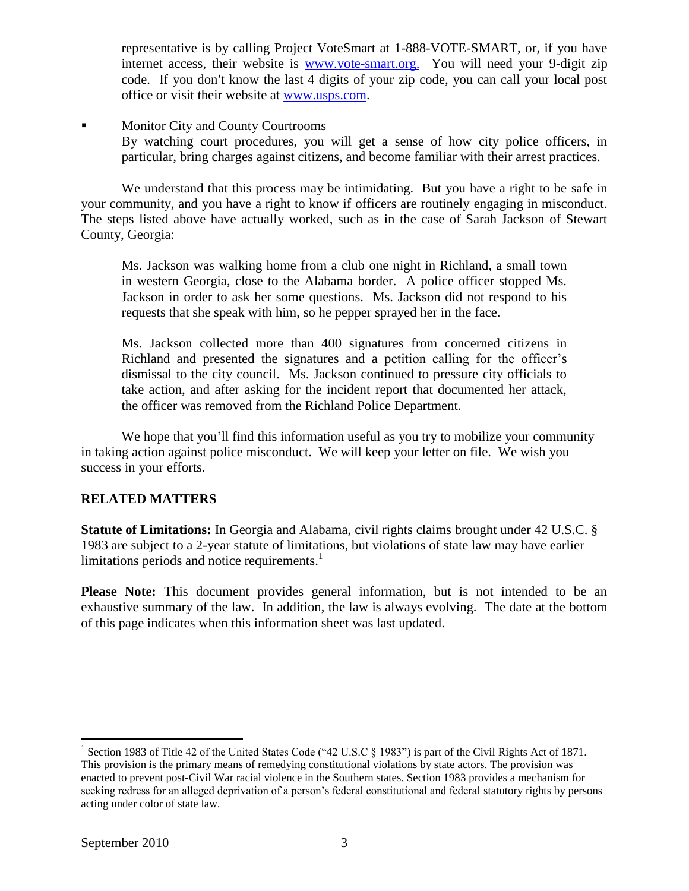representative is by calling Project VoteSmart at 1-888-VOTE-SMART, or, if you have internet access, their website is [www.vote-smart.org.](http://www.vote-smart.org) You will need your 9-digit zip code. If you don't know the last 4 digits of your zip code, you can call your local post office or visit their website at [www.usps.com](http://www.usps.com).

- Monitor City and County Courtrooms
  By watching court procedures, you will get a sense of how city police officers, in particular, bring charges against citizens, and become familiar with their arrest practices.

We understand that this process may be intimidating. But you have a right to be safe in your community, and you have a right to know if officers are routinely engaging in misconduct. The steps listed above have actually worked, such as in the case of Sarah Jackson of Stewart County, Georgia:

> Ms. Jackson was walking home from a club one night in Richland, a small town in western Georgia, close to the Alabama border. A police officer stopped Ms. Jackson in order to ask her some questions. Ms. Jackson did not respond to his requests that she speak with him, so he pepper sprayed her in the face.
>
> Ms. Jackson collected more than 400 signatures from concerned citizens in Richland and presented the signatures and a petition calling for the officer's dismissal to the city council. Ms. Jackson continued to pressure city officials to take action, and after asking for the incident report that documented her attack, the officer was removed from the Richland Police Department.

We hope that you'll find this information useful as you try to mobilize your community in taking action against police misconduct. We will keep your letter on file. We wish you success in your efforts.

**RELATED MATTERS**

**Statute of Limitations:** In Georgia and Alabama, civil rights claims brought under 42 U.S.C. § 1983 are subject to a 2-year statute of limitations, but violations of state law may have earlier limitations periods and notice requirements.[1]

**Please Note:** This document provides general information, but is not intended to be an exhaustive summary of the law. In addition, the law is always evolving. The date at the bottom of this page indicates when this information sheet was last updated.

---

[1] Section 1983 of Title 42 of the United States Code ("42 U.S.C § 1983") is part of the Civil Rights Act of 1871. This provision is the primary means of remedying constitutional violations by state actors. The provision was enacted to prevent post-Civil War racial violence in the Southern states. Section 1983 provides a mechanism for seeking redress for an alleged deprivation of a person's federal constitutional and federal statutory rights by persons acting under color of state law.

September 2010